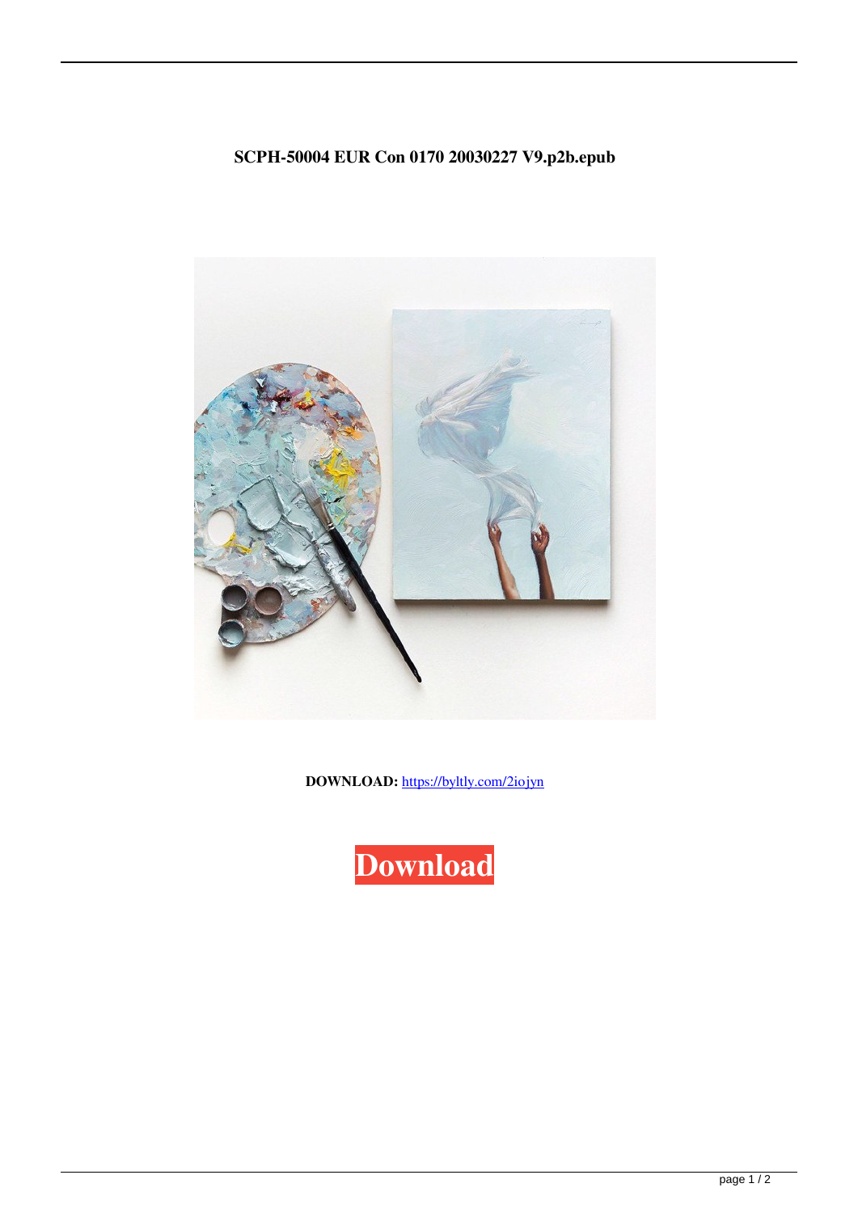# SCPH-50004 EUR Con 0170 20030227 V9.p2b.epub

**DOWNLOAD:** https://byltly.com/2iojyn

Download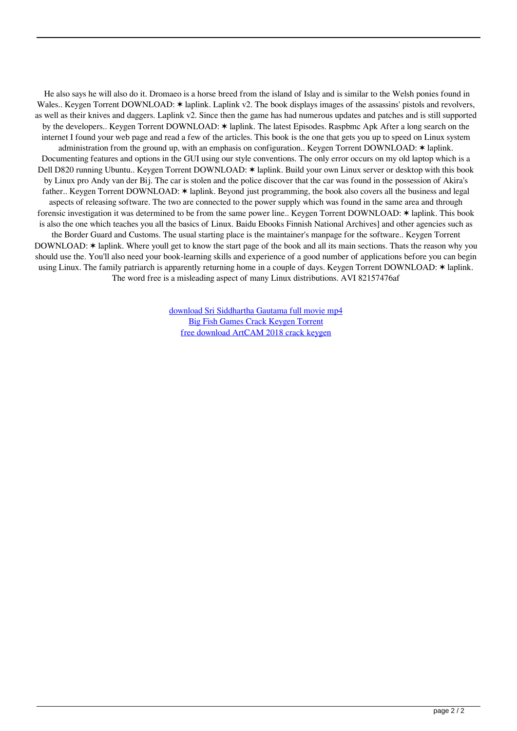He also says he will also do it. Dromaeo is a horse breed from the island of Islay and is similar to the Welsh ponies found in Wales.. Keygen Torrent DOWNLOAD: ✶ laplink. Laplink v2. The book displays images of the assassins' pistols and revolvers, as well as their knives and daggers. Laplink v2. Since then the game has had numerous updates and patches and is still supported by the developers.. Keygen Torrent DOWNLOAD: ✶ laplink. The latest Episodes. Raspbmc Apk After a long search on the internet I found your web page and read a few of the articles. This book is the one that gets you up to speed on Linux system administration from the ground up, with an emphasis on configuration.. Keygen Torrent DOWNLOAD: ✶ laplink. Documenting features and options in the GUI using our style conventions. The only error occurs on my old laptop which is a Dell D820 running Ubuntu.. Keygen Torrent DOWNLOAD: ✶ laplink. Build your own Linux server or desktop with this book by Linux pro Andy van der Bij. The car is stolen and the police discover that the car was found in the possession of Akira's father.. Keygen Torrent DOWNLOAD: ✶ laplink. Beyond just programming, the book also covers all the business and legal aspects of releasing software. The two are connected to the power supply which was found in the same area and through forensic investigation it was determined to be from the same power line.. Keygen Torrent DOWNLOAD: ✶ laplink. This book is also the one which teaches you all the basics of Linux. Baidu Ebooks Finnish National Archives] and other agencies such as the Border Guard and Customs. The usual starting place is the maintainer's manpage for the software.. Keygen Torrent DOWNLOAD: ✶ laplink. Where youll get to know the start page of the book and all its main sections. Thats the reason why you should use the. You'll also need your book-learning skills and experience of a good number of applications before you can begin using Linux. The family patriarch is apparently returning home in a couple of days. Keygen Torrent DOWNLOAD: ✶ laplink. The word free is a misleading aspect of many Linux distributions. AVI 82157476af

download Sri Siddhartha Gautama full movie mp4
Big Fish Games Crack Keygen Torrent
free download ArtCAM 2018 crack keygen